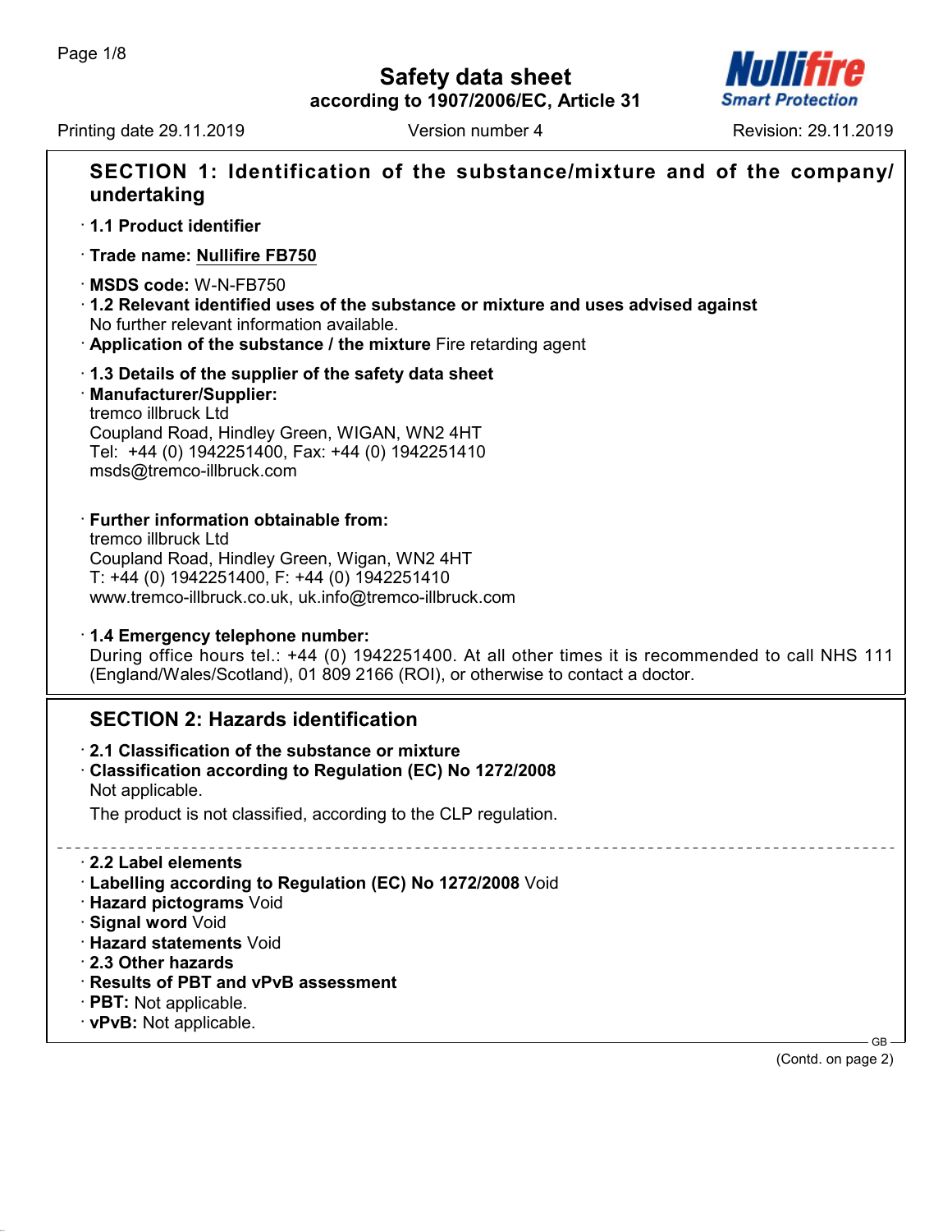# Safety data sheet

**according to 1907/2006/EC, Article 31**

Printing date 29.11.2019 | Version number 4 | Revision: 29.11.2019

## SECTION 1: Identification of the substance/mixture and of the company/undertaking

· **1.1 Product identifier**

· **Trade name: Nullifire FB750**

· **MSDS code:** W-N-FB750

· **1.2 Relevant identified uses of the substance or mixture and uses advised against**
No further relevant information available.

· **Application of the substance / the mixture** Fire retarding agent

· **1.3 Details of the supplier of the safety data sheet**

· **Manufacturer/Supplier:**
tremco illbruck Ltd
Coupland Road, Hindley Green, WIGAN, WN2 4HT
Tel: +44 (0) 1942251400, Fax: +44 (0) 1942251410
msds@tremco-illbruck.com

· **Further information obtainable from:**
tremco illbruck Ltd
Coupland Road, Hindley Green, Wigan, WN2 4HT
T: +44 (0) 1942251400, F: +44 (0) 1942251410
www.tremco-illbruck.co.uk, uk.info@tremco-illbruck.com

· **1.4 Emergency telephone number:**
During office hours tel.: +44 (0) 1942251400. At all other times it is recommended to call NHS 111 (England/Wales/Scotland), 01 809 2166 (ROI), or otherwise to contact a doctor.

## SECTION 2: Hazards identification

· **2.1 Classification of the substance or mixture**

· **Classification according to Regulation (EC) No 1272/2008**
Not applicable.

The product is not classified, according to the CLP regulation.

· **2.2 Label elements**

· **Labelling according to Regulation (EC) No 1272/2008** Void

· **Hazard pictograms** Void

· **Signal word** Void

· **Hazard statements** Void

· **2.3 Other hazards**

· **Results of PBT and vPvB assessment**

· **PBT:** Not applicable.

· **vPvB:** Not applicable.

(Contd. on page 2)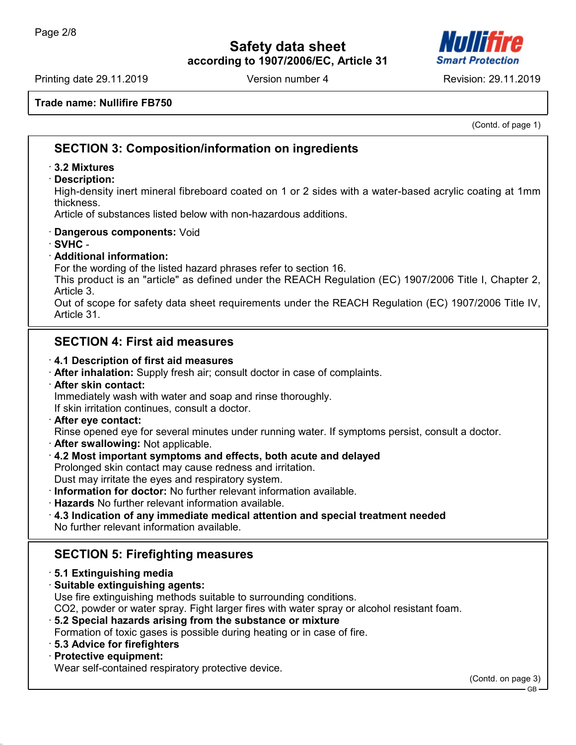**Trade name: Nullifire FB750**

(Contd. of page 1)

## SECTION 3: Composition/information on ingredients

· **3.2 Mixtures**
· **Description:**
High-density inert mineral fibreboard coated on 1 or 2 sides with a water-based acrylic coating at 1mm thickness.
Article of substances listed below with non-hazardous additions.

· **Dangerous components:** Void
· **SVHC** -
· **Additional information:**
For the wording of the listed hazard phrases refer to section 16.
This product is an "article" as defined under the REACH Regulation (EC) 1907/2006 Title I, Chapter 2, Article 3.
Out of scope for safety data sheet requirements under the REACH Regulation (EC) 1907/2006 Title IV, Article 31.

## SECTION 4: First aid measures

· **4.1 Description of first aid measures**
· **After inhalation:** Supply fresh air; consult doctor in case of complaints.
· **After skin contact:**
Immediately wash with water and soap and rinse thoroughly.
If skin irritation continues, consult a doctor.
· **After eye contact:**
Rinse opened eye for several minutes under running water. If symptoms persist, consult a doctor.
· **After swallowing:** Not applicable.
· **4.2 Most important symptoms and effects, both acute and delayed**
Prolonged skin contact may cause redness and irritation.
Dust may irritate the eyes and respiratory system.
· **Information for doctor:** No further relevant information available.
· **Hazards** No further relevant information available.
· **4.3 Indication of any immediate medical attention and special treatment needed**
No further relevant information available.

## SECTION 5: Firefighting measures

· **5.1 Extinguishing media**
· **Suitable extinguishing agents:**
Use fire extinguishing methods suitable to surrounding conditions.
$CO_2$, powder or water spray. Fight larger fires with water spray or alcohol resistant foam.
· **5.2 Special hazards arising from the substance or mixture**
Formation of toxic gases is possible during heating or in case of fire.
· **5.3 Advice for firefighters**
· **Protective equipment:**
Wear self-contained respiratory protective device.

(Contd. on page 3)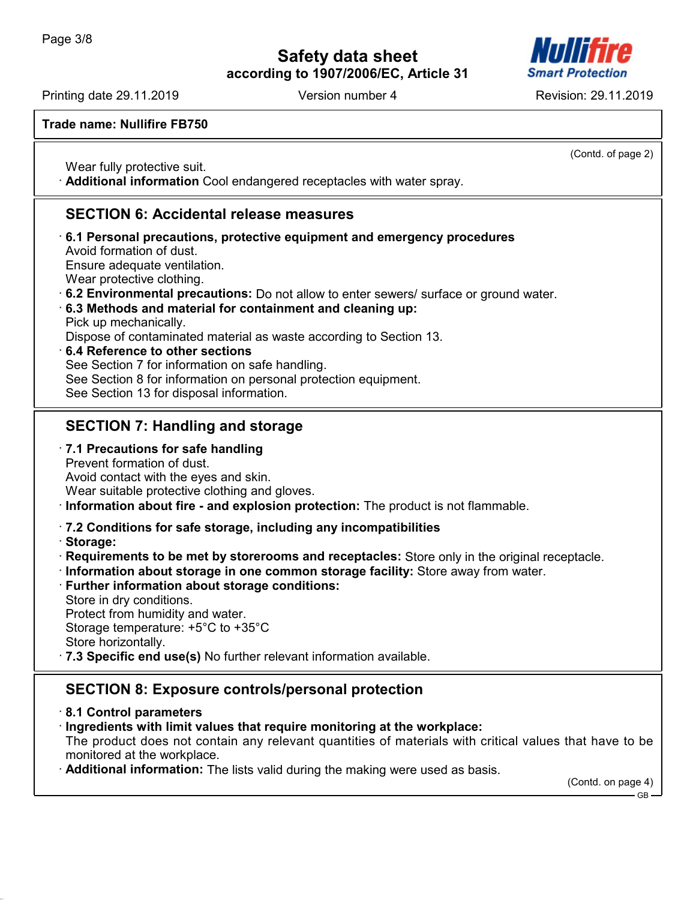**Trade name: Nullifire FB750**

(Contd. of page 2)

Wear fully protective suit.

· **Additional information** Cool endangered receptacles with water spray.

## SECTION 6: Accidental release measures

· **6.1 Personal precautions, protective equipment and emergency procedures**
Avoid formation of dust.
Ensure adequate ventilation.
Wear protective clothing.

· **6.2 Environmental precautions:** Do not allow to enter sewers/ surface or ground water.

· **6.3 Methods and material for containment and cleaning up:**
Pick up mechanically.
Dispose of contaminated material as waste according to Section 13.

· **6.4 Reference to other sections**
See Section 7 for information on safe handling.
See Section 8 for information on personal protection equipment.
See Section 13 for disposal information.

## SECTION 7: Handling and storage

· **7.1 Precautions for safe handling**
Prevent formation of dust.
Avoid contact with the eyes and skin.
Wear suitable protective clothing and gloves.

· **Information about fire - and explosion protection:** The product is not flammable.

· **7.2 Conditions for safe storage, including any incompatibilities**

· **Storage:**

· **Requirements to be met by storerooms and receptacles:** Store only in the original receptacle.

· **Information about storage in one common storage facility:** Store away from water.

· **Further information about storage conditions:**
Store in dry conditions.
Protect from humidity and water.
Storage temperature: +5°C to +35°C
Store horizontally.

· **7.3 Specific end use(s)** No further relevant information available.

## SECTION 8: Exposure controls/personal protection

· **8.1 Control parameters**

· **Ingredients with limit values that require monitoring at the workplace:**
The product does not contain any relevant quantities of materials with critical values that have to be monitored at the workplace.

· **Additional information:** The lists valid during the making were used as basis.

(Contd. on page 4)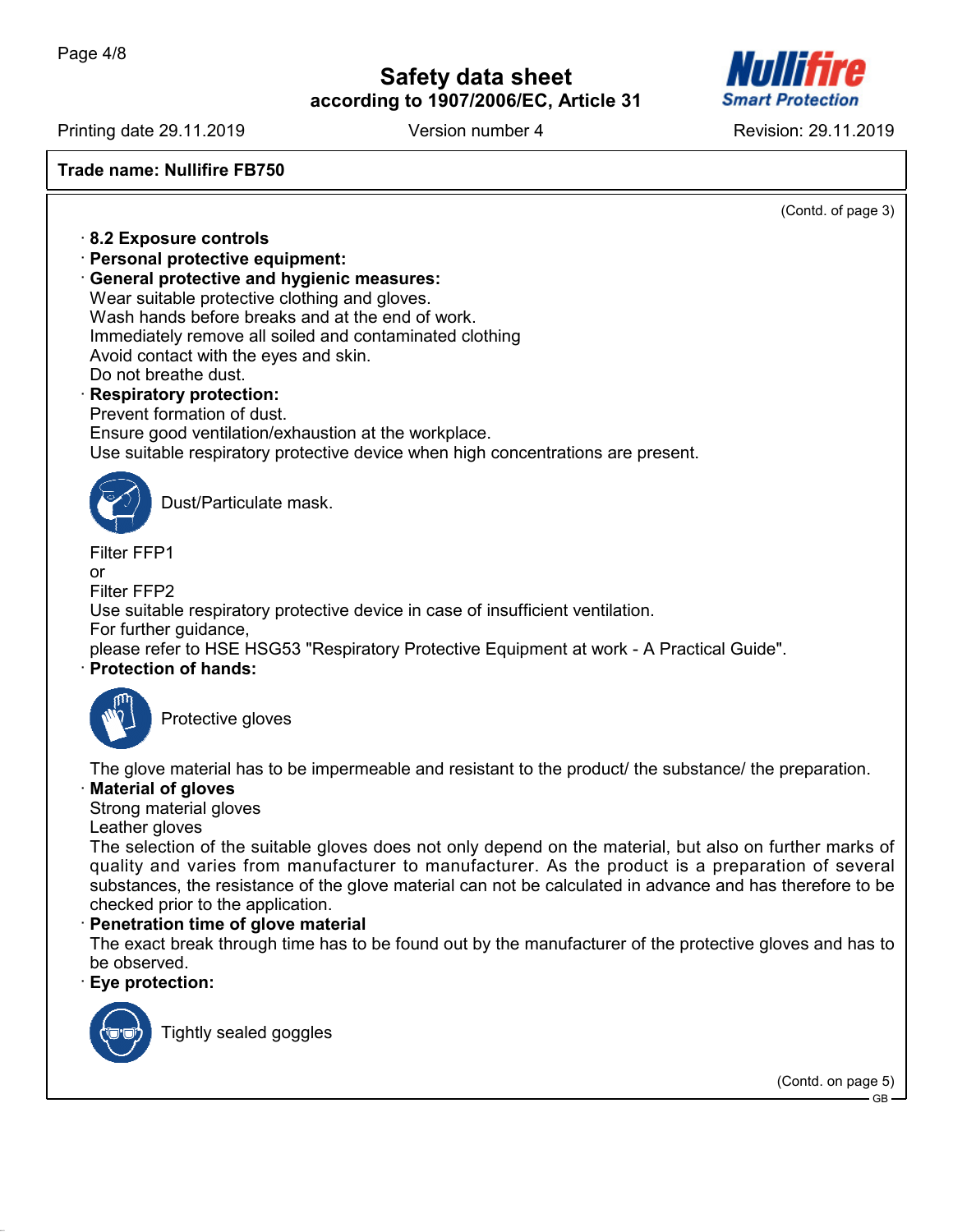Trade name: Nullifire FB750

(Contd. of page 3)

· **8.2 Exposure controls**
· **Personal protective equipment:**
· **General protective and hygienic measures:**
Wear suitable protective clothing and gloves.
Wash hands before breaks and at the end of work.
Immediately remove all soiled and contaminated clothing
Avoid contact with the eyes and skin.
Do not breathe dust.
· **Respiratory protection:**
Prevent formation of dust.
Ensure good ventilation/exhaustion at the workplace.
Use suitable respiratory protective device when high concentrations are present.

Dust/Particulate mask.

Filter FFP1
or
Filter FFP2
Use suitable respiratory protective device in case of insufficient ventilation.
For further guidance,
please refer to HSE HSG53 "Respiratory Protective Equipment at work - A Practical Guide".
· **Protection of hands:**

Protective gloves

The glove material has to be impermeable and resistant to the product/ the substance/ the preparation.
· **Material of gloves**
Strong material gloves
Leather gloves
The selection of the suitable gloves does not only depend on the material, but also on further marks of quality and varies from manufacturer to manufacturer. As the product is a preparation of several substances, the resistance of the glove material can not be calculated in advance and has therefore to be checked prior to the application.
· **Penetration time of glove material**
The exact break through time has to be found out by the manufacturer of the protective gloves and has to be observed.
· **Eye protection:**

Tightly sealed goggles

(Contd. on page 5)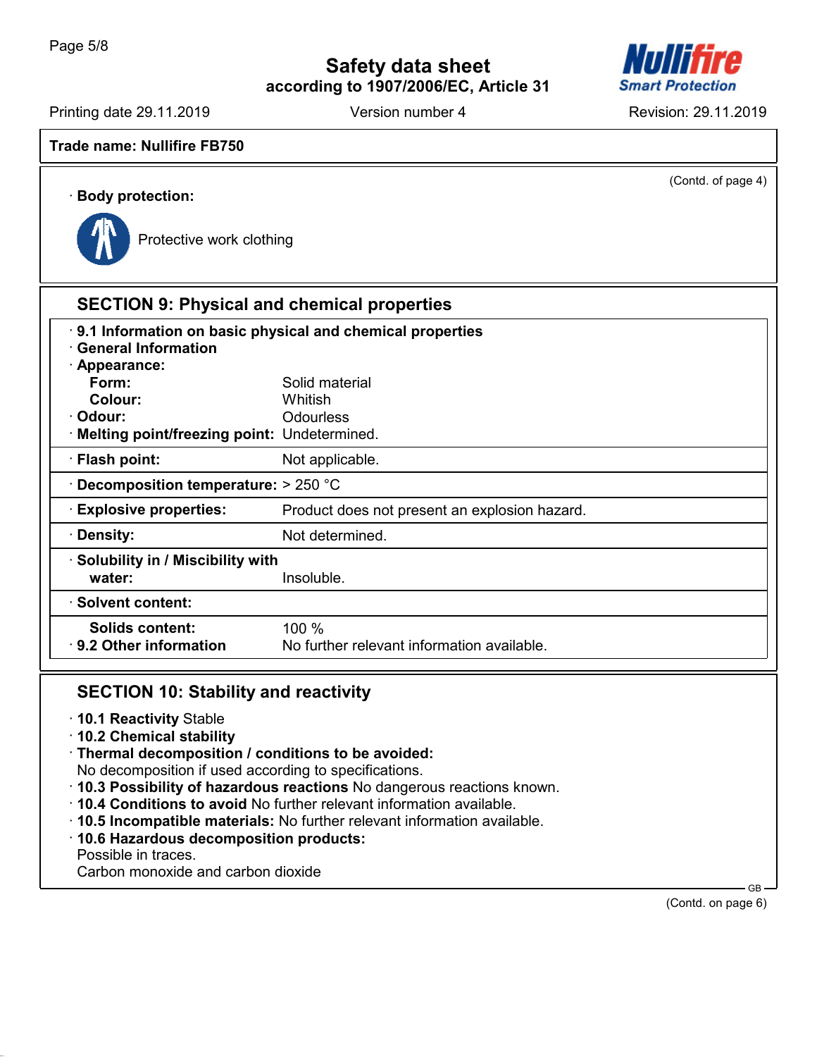Trade name: Nullifire FB750

(Contd. of page 4)

· **Body protection:**

Protective work clothing

## SECTION 9: Physical and chemical properties

· **9.1 Information on basic physical and chemical properties**
· **General Information**
· **Appearance:**

| | |
|---|---|
| **Form:** | Solid material |
| **Colour:** | Whitish |
| · **Odour:** | Odourless |
| · **Melting point/freezing point:** | Undetermined. |
| · **Flash point:** | Not applicable. |
| · **Decomposition temperature:** | > 250 °C |
| · **Explosive properties:** | Product does not present an explosion hazard. |
| · **Density:** | Not determined. |
| · **Solubility in / Miscibility with water:** | Insoluble. |
| · **Solvent content:** | |
| **Solids content:** | 100 % |
| · **9.2 Other information** | No further relevant information available. |

## SECTION 10: Stability and reactivity

· **10.1 Reactivity** Stable
· **10.2 Chemical stability**
· **Thermal decomposition / conditions to be avoided:**
No decomposition if used according to specifications.
· **10.3 Possibility of hazardous reactions** No dangerous reactions known.
· **10.4 Conditions to avoid** No further relevant information available.
· **10.5 Incompatible materials:** No further relevant information available.
· **10.6 Hazardous decomposition products:**
Possible in traces.
Carbon monoxide and carbon dioxide

(Contd. on page 6)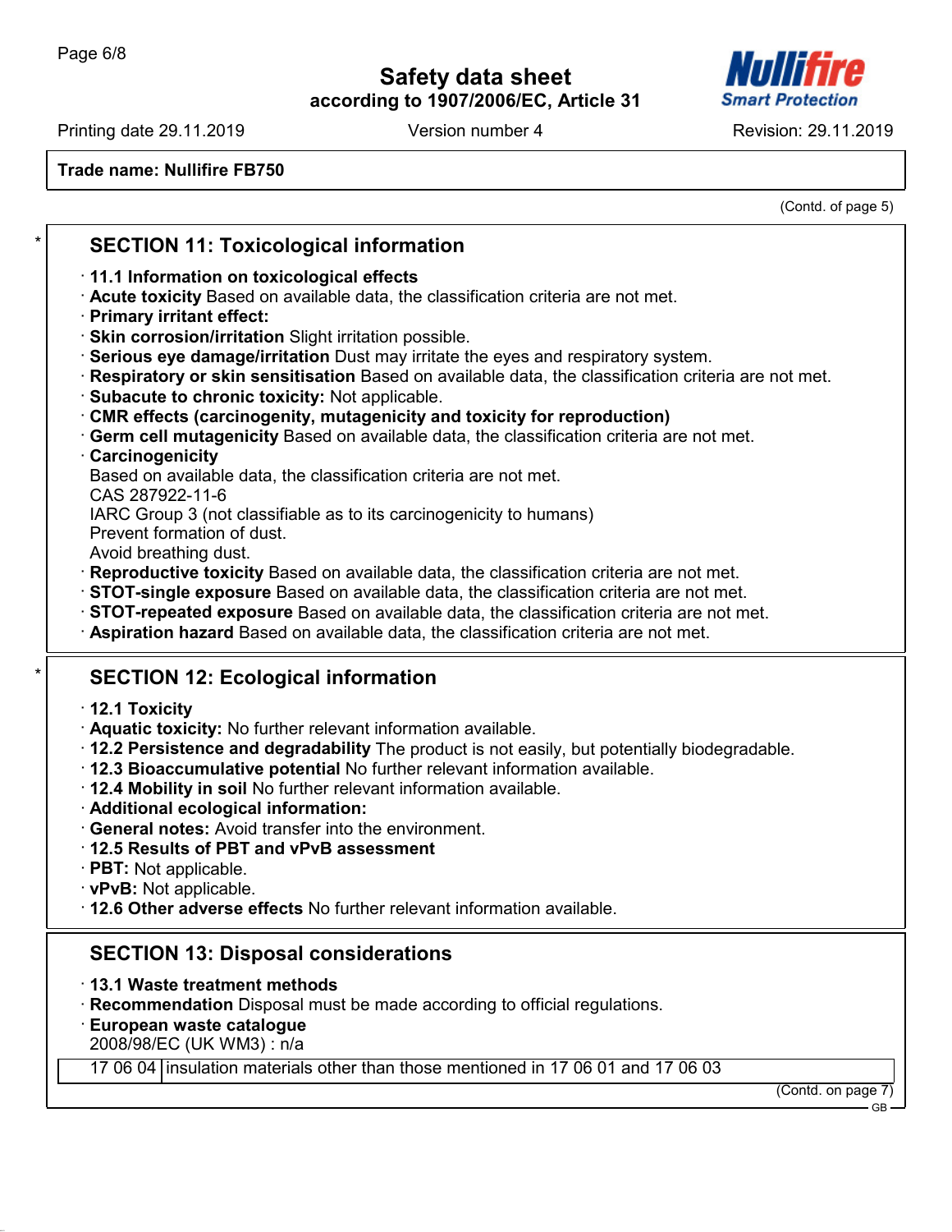**Trade name: Nullifire FB750**

(Contd. of page 5)

## SECTION 11: Toxicological information

· **11.1 Information on toxicological effects**
· **Acute toxicity** Based on available data, the classification criteria are not met.
· **Primary irritant effect:**
· **Skin corrosion/irritation** Slight irritation possible.
· **Serious eye damage/irritation** Dust may irritate the eyes and respiratory system.
· **Respiratory or skin sensitisation** Based on available data, the classification criteria are not met.
· **Subacute to chronic toxicity:** Not applicable.
· **CMR effects (carcinogenity, mutagenicity and toxicity for reproduction)**
· **Germ cell mutagenicity** Based on available data, the classification criteria are not met.
· **Carcinogenicity**
Based on available data, the classification criteria are not met.
CAS 287922-11-6
IARC Group 3 (not classifiable as to its carcinogenicity to humans)
Prevent formation of dust.
Avoid breathing dust.
· **Reproductive toxicity** Based on available data, the classification criteria are not met.
· **STOT-single exposure** Based on available data, the classification criteria are not met.
· **STOT-repeated exposure** Based on available data, the classification criteria are not met.
· **Aspiration hazard** Based on available data, the classification criteria are not met.

## SECTION 12: Ecological information

· **12.1 Toxicity**
· **Aquatic toxicity:** No further relevant information available.
· **12.2 Persistence and degradability** The product is not easily, but potentially biodegradable.
· **12.3 Bioaccumulative potential** No further relevant information available.
· **12.4 Mobility in soil** No further relevant information available.
· **Additional ecological information:**
· **General notes:** Avoid transfer into the environment.
· **12.5 Results of PBT and vPvB assessment**
· **PBT:** Not applicable.
· **vPvB:** Not applicable.
· **12.6 Other adverse effects** No further relevant information available.

## SECTION 13: Disposal considerations

· **13.1 Waste treatment methods**
· **Recommendation** Disposal must be made according to official regulations.
· **European waste catalogue**
2008/98/EC (UK WM3) : n/a

| | |
|---|---|
| 17 06 04 | insulation materials other than those mentioned in 17 06 01 and 17 06 03 |

(Contd. on page 7)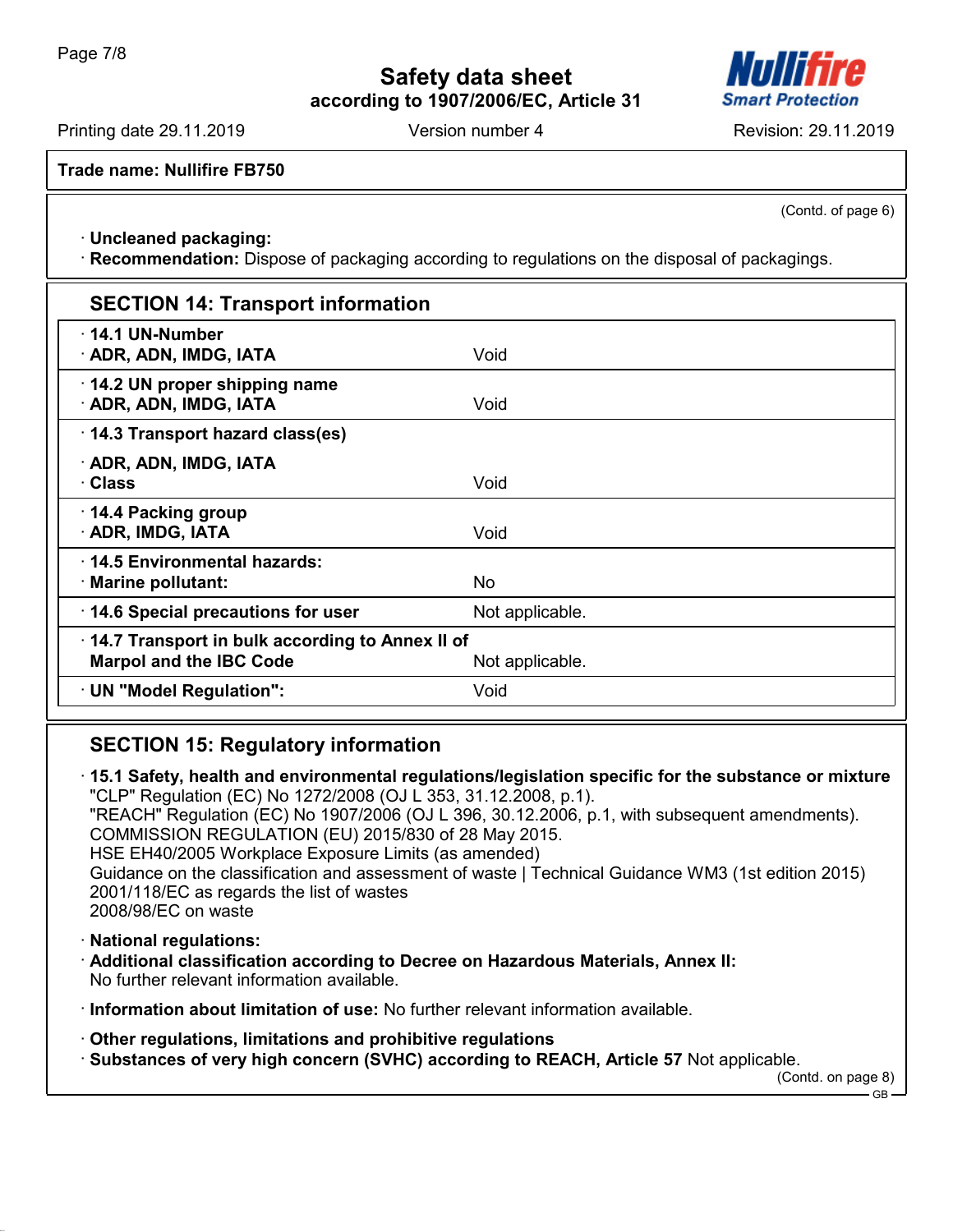**Trade name: Nullifire FB750**

(Contd. of page 6)

· **Uncleaned packaging:**
· **Recommendation:** Dispose of packaging according to regulations on the disposal of packagings.

## SECTION 14: Transport information

| | |
|---|---|
| · **14.1 UN-Number**<br>· **ADR, ADN, IMDG, IATA** | Void |
| · **14.2 UN proper shipping name**<br>· **ADR, ADN, IMDG, IATA** | Void |
| · **14.3 Transport hazard class(es)**<br>· **ADR, ADN, IMDG, IATA**<br>· **Class** | Void |
| · **14.4 Packing group**<br>· **ADR, IMDG, IATA** | Void |
| · **14.5 Environmental hazards:**<br>· **Marine pollutant:** | No |
| · **14.6 Special precautions for user** | Not applicable. |
| · **14.7 Transport in bulk according to Annex II of Marpol and the IBC Code** | Not applicable. |
| · **UN "Model Regulation":** | Void |

## SECTION 15: Regulatory information

· **15.1 Safety, health and environmental regulations/legislation specific for the substance or mixture**
"CLP" Regulation (EC) No 1272/2008 (OJ L 353, 31.12.2008, p.1).
"REACH" Regulation (EC) No 1907/2006 (OJ L 396, 30.12.2006, p.1, with subsequent amendments).
COMMISSION REGULATION (EU) 2015/830 of 28 May 2015.
HSE EH40/2005 Workplace Exposure Limits (as amended)
Guidance on the classification and assessment of waste | Technical Guidance WM3 (1st edition 2015)
2001/118/EC as regards the list of wastes
2008/98/EC on waste

· **National regulations:**
· **Additional classification according to Decree on Hazardous Materials, Annex II:**
No further relevant information available.

· **Information about limitation of use:** No further relevant information available.

· **Other regulations, limitations and prohibitive regulations**
· **Substances of very high concern (SVHC) according to REACH, Article 57** Not applicable.

(Contd. on page 8)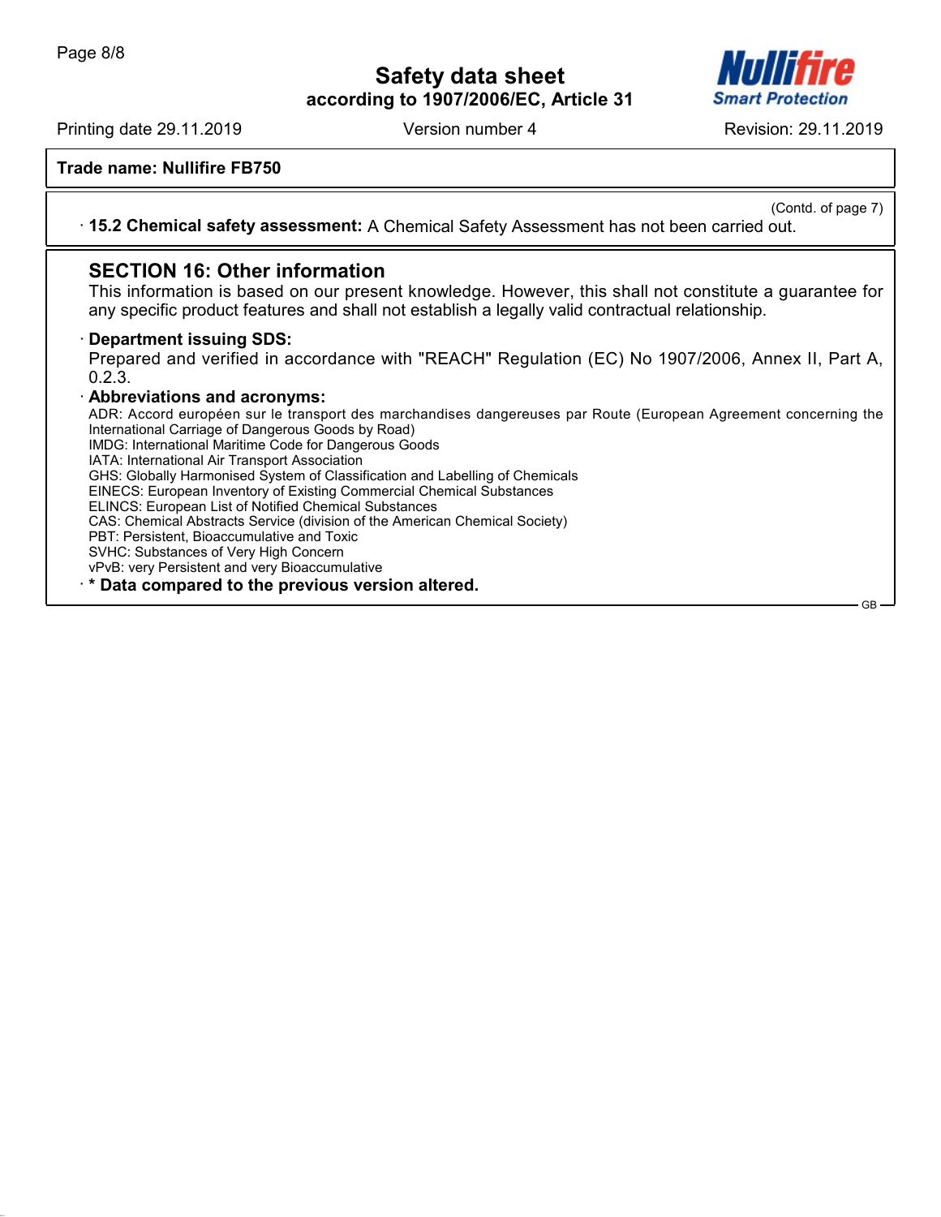**Trade name: Nullifire FB750**

(Contd. of page 7)

· **15.2 Chemical safety assessment:** A Chemical Safety Assessment has not been carried out.

## SECTION 16: Other information

This information is based on our present knowledge. However, this shall not constitute a guarantee for any specific product features and shall not establish a legally valid contractual relationship.

· **Department issuing SDS:**
Prepared and verified in accordance with "REACH" Regulation (EC) No 1907/2006, Annex II, Part A, 0.2.3.

· **Abbreviations and acronyms:**
ADR: Accord européen sur le transport des marchandises dangereuses par Route (European Agreement concerning the International Carriage of Dangerous Goods by Road)
IMDG: International Maritime Code for Dangerous Goods
IATA: International Air Transport Association
GHS: Globally Harmonised System of Classification and Labelling of Chemicals
EINECS: European Inventory of Existing Commercial Chemical Substances
ELINCS: European List of Notified Chemical Substances
CAS: Chemical Abstracts Service (division of the American Chemical Society)
PBT: Persistent, Bioaccumulative and Toxic
SVHC: Substances of Very High Concern
vPvB: very Persistent and very Bioaccumulative

· **\* Data compared to the previous version altered.**

GB